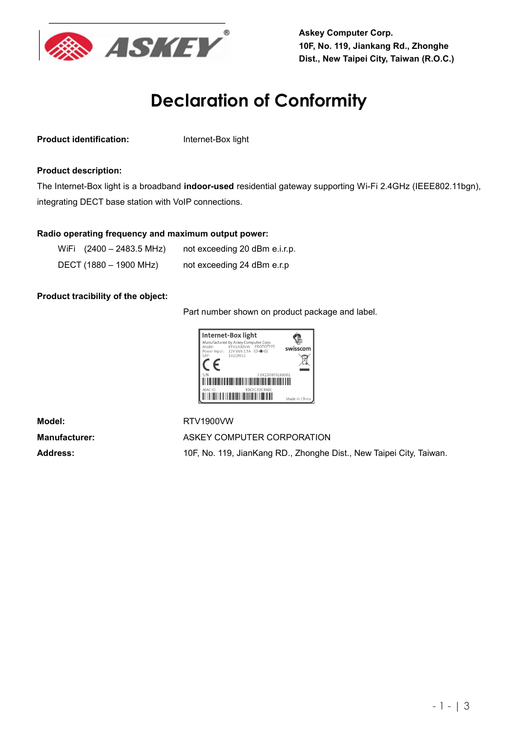Askey Computer Corp.
10F, No. 119, Jiankang Rd., Zhonghe
Dist., New Taipei City, Taiwan (R.O.C.)

# Declaration of Conformity

**Product identification:** Internet-Box light

**Product description:**

The Internet-Box light is a broadband **indoor-used** residential gateway supporting Wi-Fi 2.4GHz (IEEE802.11bgn), integrating DECT base station with VoIP connections.

**Radio operating frequency and maximum output power:**

| | |
|---|---|
| WiFi (2400 – 2483.5 MHz) | not exceeding 20 dBm e.i.r.p. |
| DECT (1880 – 1900 MHz) | not exceeding 24 dBm e.r.p |

**Product tracibility of the object:**

Part number shown on product package and label.

Internet-Box light
Manufactured by Askey Computer Corp.
Model: RTV1900VW PROTOTYPE
Power Input: 12V ⎓ 1.5A
SAP: 10219952
swisscom
CE
S/N 3.0K1508F0189001
MAC ID E0CEC32C84EC
Made in China

**Model:** RTV1900VW

**Manufacturer:** ASKEY COMPUTER CORPORATION

**Address:** 10F, No. 119, JianKang RD., Zhonghe Dist., New Taipei City, Taiwan.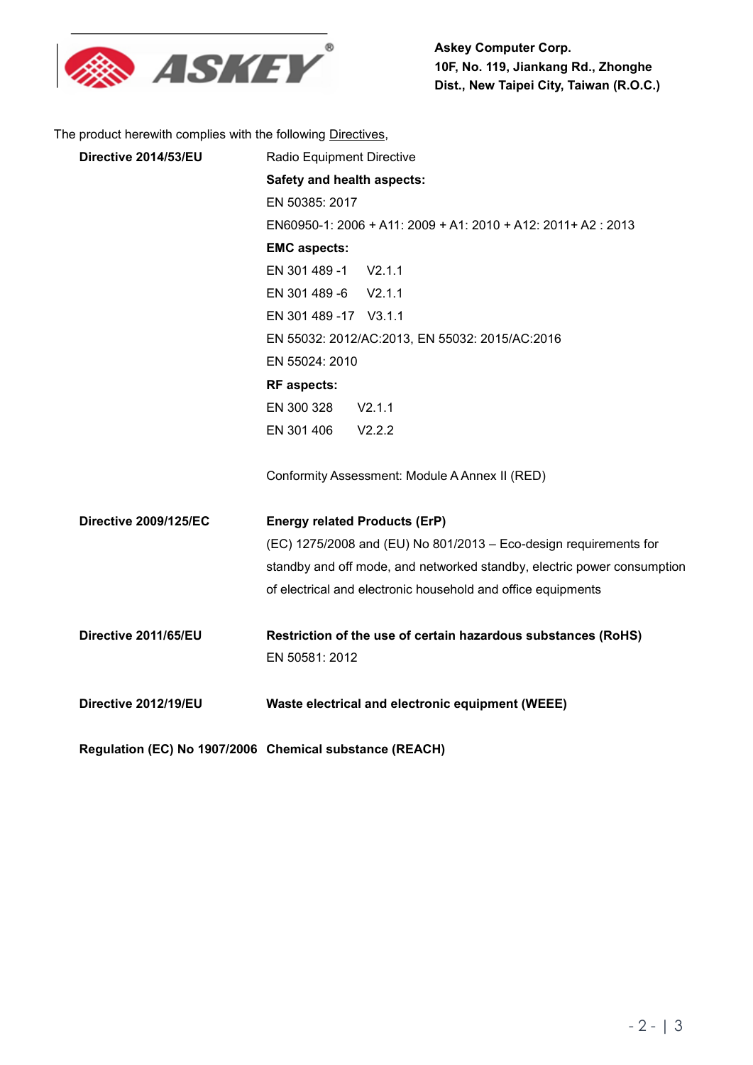**Askey Computer Corp.**
**10F, No. 119, Jiankang Rd., Zhonghe Dist., New Taipei City, Taiwan (R.O.C.)**

The product herewith complies with the following Directives,

| | |
|---|---|
| **Directive 2014/53/EU** | Radio Equipment Directive |
| | **Safety and health aspects:** |
| | EN 50385: 2017 |
| | EN60950-1: 2006 + A11: 2009 + A1: 2010 + A12: 2011+ A2 : 2013 |
| | **EMC aspects:** |
| | EN 301 489 -1 V2.1.1 |
| | EN 301 489 -6 V2.1.1 |
| | EN 301 489 -17 V3.1.1 |
| | EN 55032: 2012/AC:2013, EN 55032: 2015/AC:2016 |
| | EN 55024: 2010 |
| | **RF aspects:** |
| | EN 300 328 V2.1.1 |
| | EN 301 406 V2.2.2 |
| | Conformity Assessment: Module A Annex II (RED) |
| **Directive 2009/125/EC** | **Energy related Products (ErP)** |
| | (EC) 1275/2008 and (EU) No 801/2013 – Eco-design requirements for standby and off mode, and networked standby, electric power consumption of electrical and electronic household and office equipments |
| **Directive 2011/65/EU** | **Restriction of the use of certain hazardous substances (RoHS)** |
| | EN 50581: 2012 |
| **Directive 2012/19/EU** | **Waste electrical and electronic equipment (WEEE)** |
| **Regulation (EC) No 1907/2006** | **Chemical substance (REACH)** |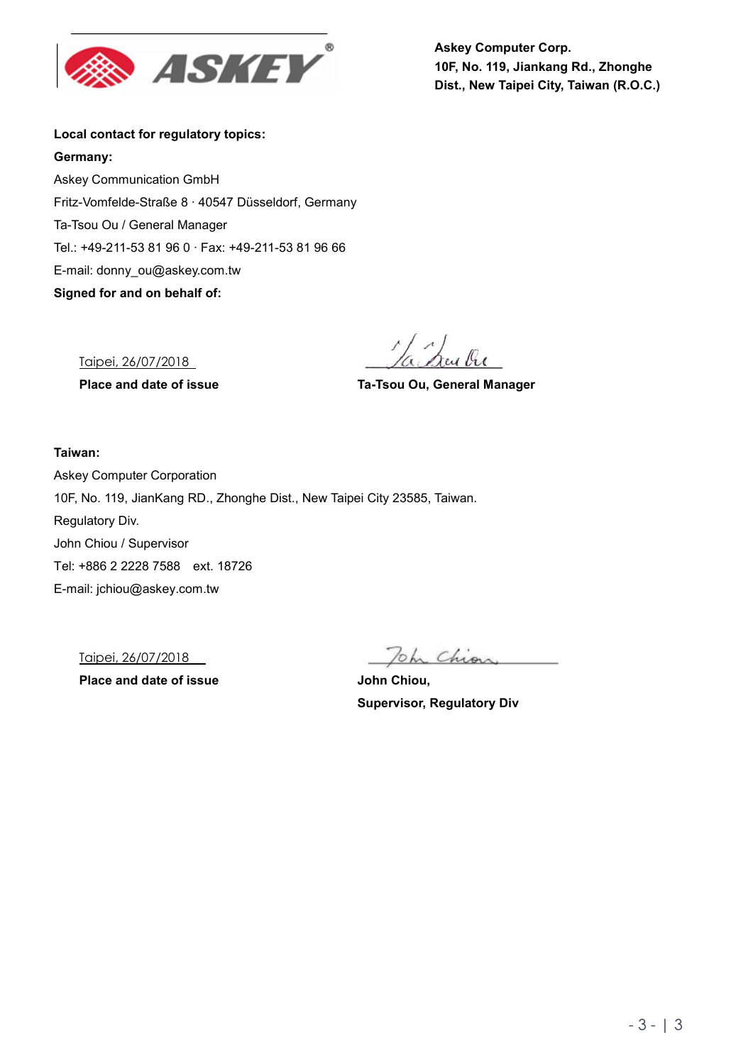**Askey Computer Corp.**
**10F, No. 119, Jiankang Rd., Zhonghe Dist., New Taipei City, Taiwan (R.O.C.)**

**Local contact for regulatory topics:**

**Germany:**

Askey Communication GmbH

Fritz-Vomfelde-Straße 8 · 40547 Düsseldorf, Germany

Ta-Tsou Ou / General Manager

Tel.: +49-211-53 81 96 0 · Fax: +49-211-53 81 96 66

E-mail: donny_ou@askey.com.tw

**Signed for and on behalf of:**

| | |
|---|---|
| Taipei, 26/07/2018 | |
| **Place and date of issue** | **Ta-Tsou Ou, General Manager** |

**Taiwan:**

Askey Computer Corporation

10F, No. 119, JianKang RD., Zhonghe Dist., New Taipei City 23585, Taiwan.

Regulatory Div.

John Chiou / Supervisor

Tel: +886 2 2228 7588 ext. 18726

E-mail: jchiou@askey.com.tw

| | |
|---|---|
| Taipei, 26/07/2018 | |
| **Place and date of issue** | **John Chiou,** **Supervisor, Regulatory Div** |